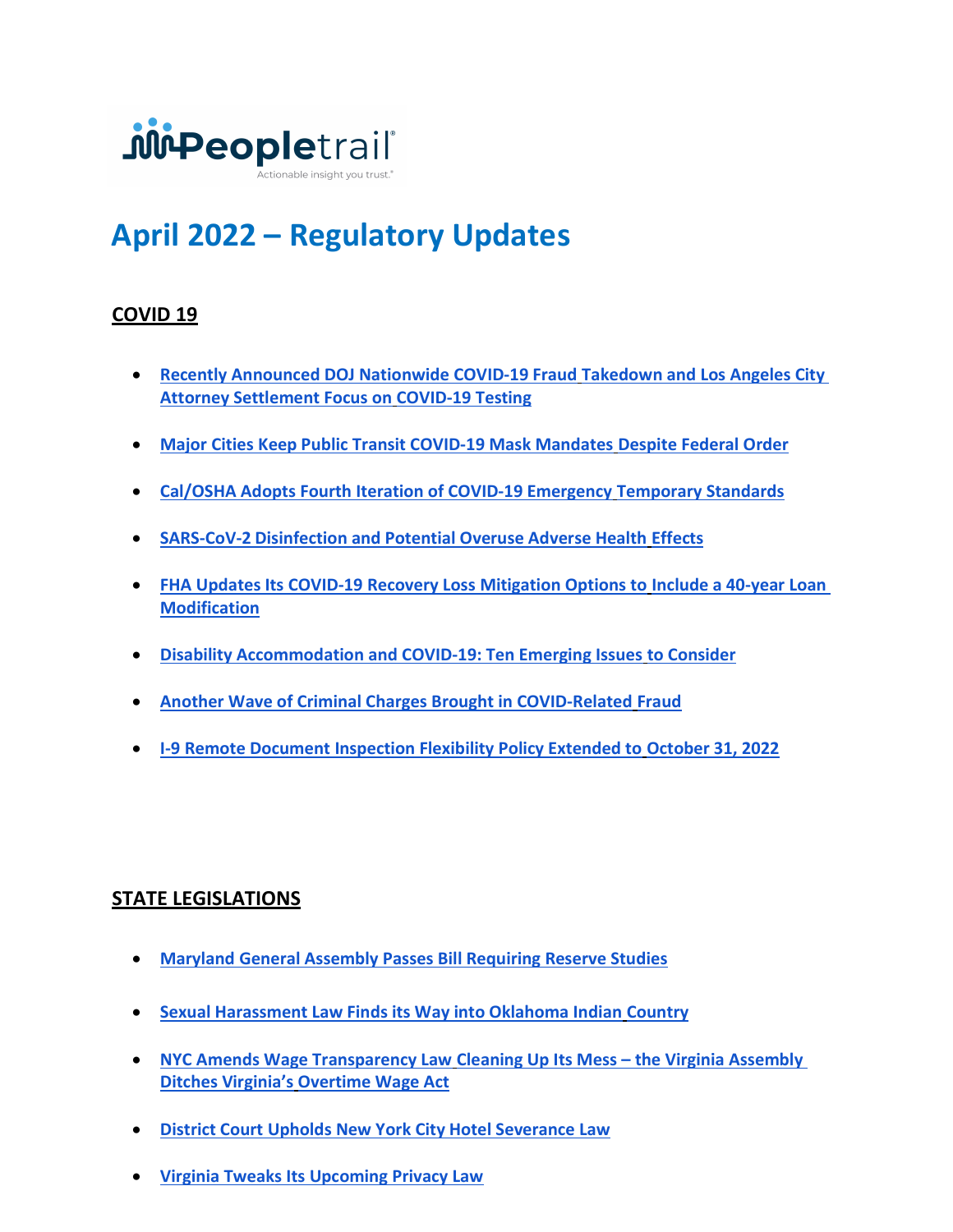Peopletrail

Actionable insight you trust.

# April 2022 – Regulatory Updates

## COVID 19

- **Recently Announced DOJ Nationwide COVID-19 Fraud Takedown and Los Angeles City Attorney Settlement Focus on COVID-19 Testing**
- **Major Cities Keep Public Transit COVID-19 Mask Mandates Despite Federal Order**
- **Cal/OSHA Adopts Fourth Iteration of COVID-19 Emergency Temporary Standards**
- **SARS-CoV-2 Disinfection and Potential Overuse Adverse Health Effects**
- **FHA Updates Its COVID-19 Recovery Loss Mitigation Options to Include a 40-year Loan Modification**
- **Disability Accommodation and COVID-19: Ten Emerging Issues to Consider**
- **Another Wave of Criminal Charges Brought in COVID-Related Fraud**
- **I-9 Remote Document Inspection Flexibility Policy Extended to October 31, 2022**

## STATE LEGISLATIONS

- **Maryland General Assembly Passes Bill Requiring Reserve Studies**
- **Sexual Harassment Law Finds its Way into Oklahoma Indian Country**
- **NYC Amends Wage Transparency Law Cleaning Up Its Mess – the Virginia Assembly Ditches Virginia's Overtime Wage Act**
- **District Court Upholds New York City Hotel Severance Law**
- **Virginia Tweaks Its Upcoming Privacy Law**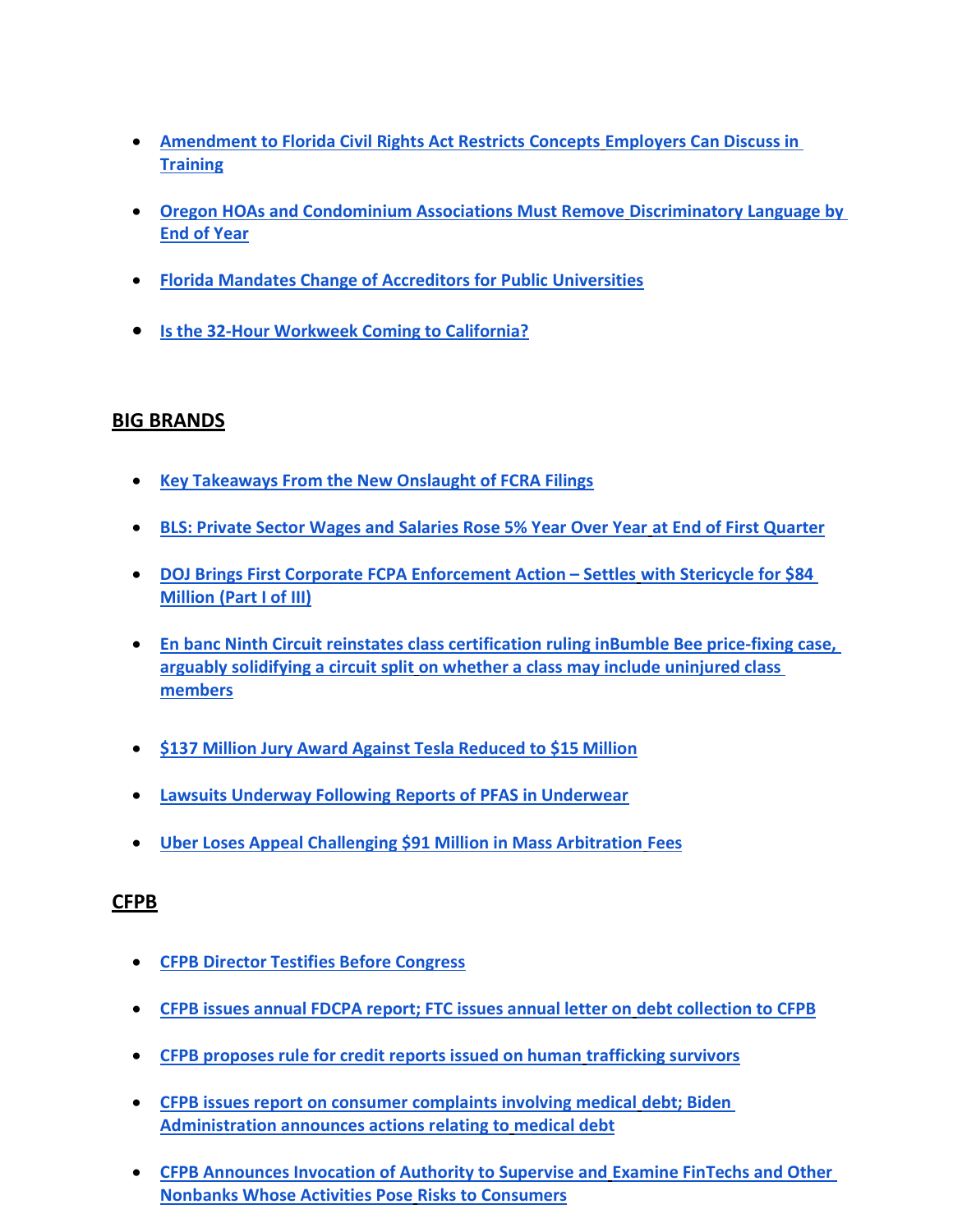- **Amendment to Florida Civil Rights Act Restricts Concepts Employers Can Discuss in Training**

- **Oregon HOAs and Condominium Associations Must Remove Discriminatory Language by End of Year**

- **Florida Mandates Change of Accreditors for Public Universities**

- **Is the 32-Hour Workweek Coming to California?**

## BIG BRANDS

- **Key Takeaways From the New Onslaught of FCRA Filings**

- **BLS: Private Sector Wages and Salaries Rose 5% Year Over Year at End of First Quarter**

- **DOJ Brings First Corporate FCPA Enforcement Action – Settles with Stericycle for $84 Million (Part I of III)**

- **En banc Ninth Circuit reinstates class certification ruling inBumble Bee price-fixing case, arguably solidifying a circuit split on whether a class may include uninjured class members**

- **$137 Million Jury Award Against Tesla Reduced to $15 Million**

- **Lawsuits Underway Following Reports of PFAS in Underwear**

- **Uber Loses Appeal Challenging $91 Million in Mass Arbitration Fees**

## CFPB

- **CFPB Director Testifies Before Congress**

- **CFPB issues annual FDCPA report; FTC issues annual letter on debt collection to CFPB**

- **CFPB proposes rule for credit reports issued on human trafficking survivors**

- **CFPB issues report on consumer complaints involving medical debt; Biden Administration announces actions relating to medical debt**

- **CFPB Announces Invocation of Authority to Supervise and Examine FinTechs and Other Nonbanks Whose Activities Pose Risks to Consumers**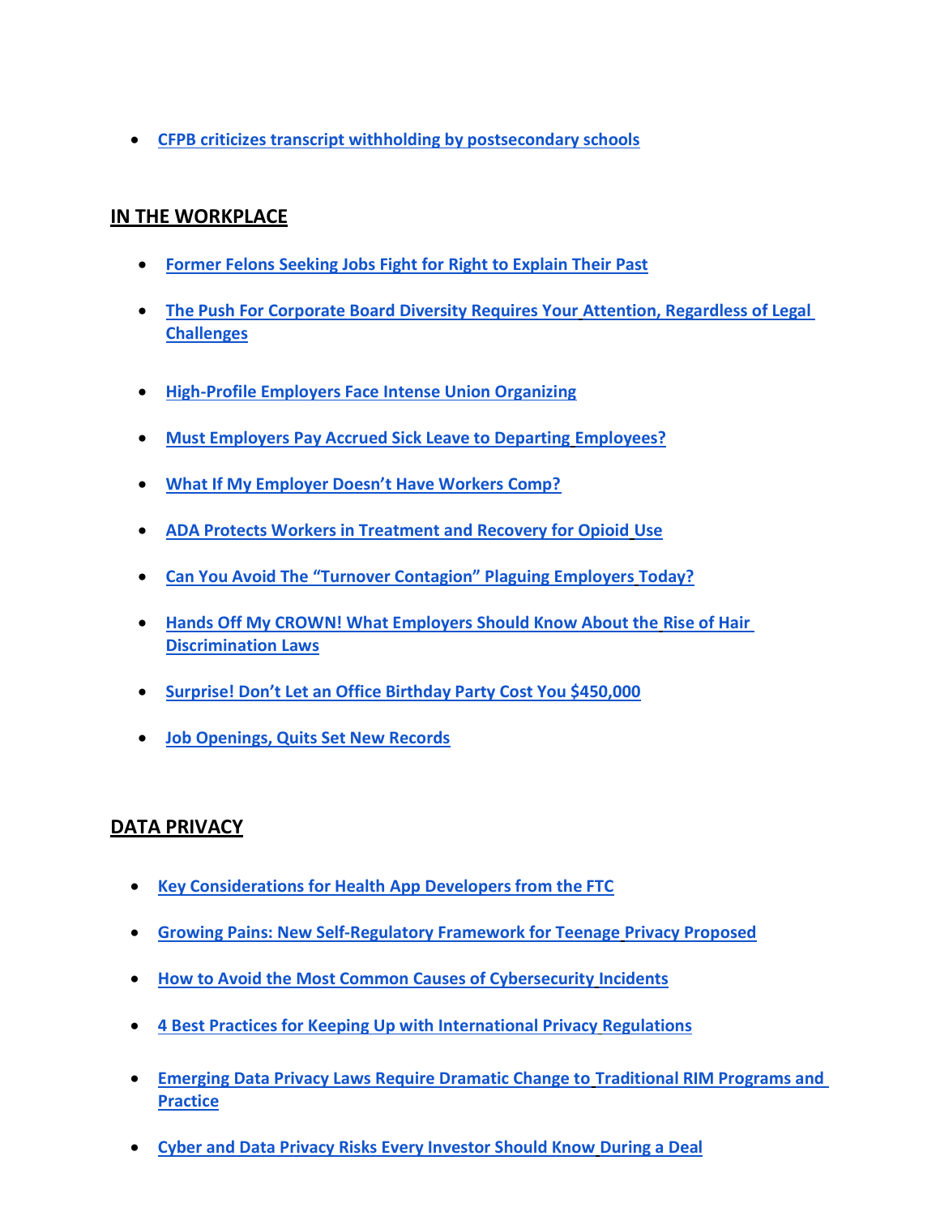- **CFPB criticizes transcript withholding by postsecondary schools**

## IN THE WORKPLACE

- **Former Felons Seeking Jobs Fight for Right to Explain Their Past**
- **The Push For Corporate Board Diversity Requires Your Attention, Regardless of Legal Challenges**
- **High-Profile Employers Face Intense Union Organizing**
- **Must Employers Pay Accrued Sick Leave to Departing Employees?**
- **What If My Employer Doesn't Have Workers Comp?**
- **ADA Protects Workers in Treatment and Recovery for Opioid Use**
- **Can You Avoid The "Turnover Contagion" Plaguing Employers Today?**
- **Hands Off My CROWN! What Employers Should Know About the Rise of Hair Discrimination Laws**
- **Surprise! Don't Let an Office Birthday Party Cost You $450,000**
- **Job Openings, Quits Set New Records**

## DATA PRIVACY

- **Key Considerations for Health App Developers from the FTC**
- **Growing Pains: New Self-Regulatory Framework for Teenage Privacy Proposed**
- **How to Avoid the Most Common Causes of Cybersecurity Incidents**
- **4 Best Practices for Keeping Up with International Privacy Regulations**
- **Emerging Data Privacy Laws Require Dramatic Change to Traditional RIM Programs and Practice**
- **Cyber and Data Privacy Risks Every Investor Should Know During a Deal**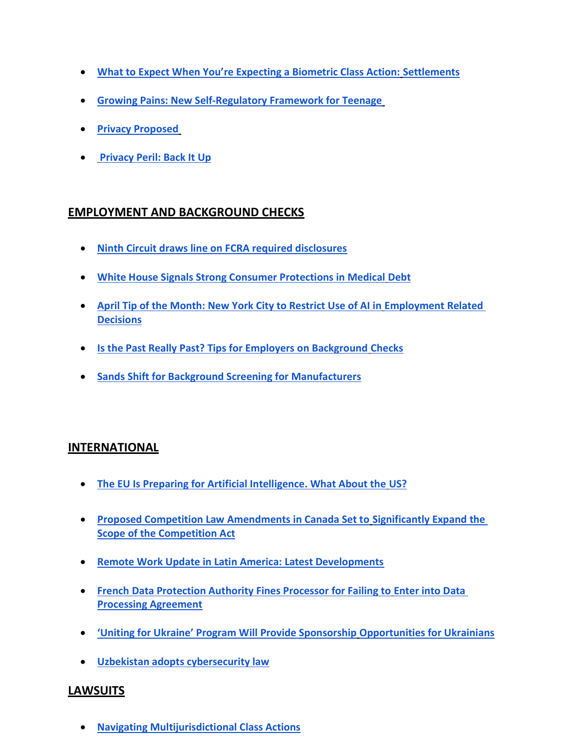- **What to Expect When You're Expecting a Biometric Class Action: Settlements**
- **Growing Pains: New Self-Regulatory Framework for Teenage**
- **Privacy Proposed**
- **Privacy Peril: Back It Up**

## EMPLOYMENT AND BACKGROUND CHECKS

- **Ninth Circuit draws line on FCRA required disclosures**
- **White House Signals Strong Consumer Protections in Medical Debt**
- **April Tip of the Month: New York City to Restrict Use of AI in Employment Related Decisions**
- **Is the Past Really Past? Tips for Employers on Background Checks**
- **Sands Shift for Background Screening for Manufacturers**

## INTERNATIONAL

- **The EU Is Preparing for Artificial Intelligence. What About the US?**
- **Proposed Competition Law Amendments in Canada Set to Significantly Expand the Scope of the Competition Act**
- **Remote Work Update in Latin America: Latest Developments**
- **French Data Protection Authority Fines Processor for Failing to Enter into Data Processing Agreement**
- **'Uniting for Ukraine' Program Will Provide Sponsorship Opportunities for Ukrainians**
- **Uzbekistan adopts cybersecurity law**

## LAWSUITS

- **Navigating Multijurisdictional Class Actions**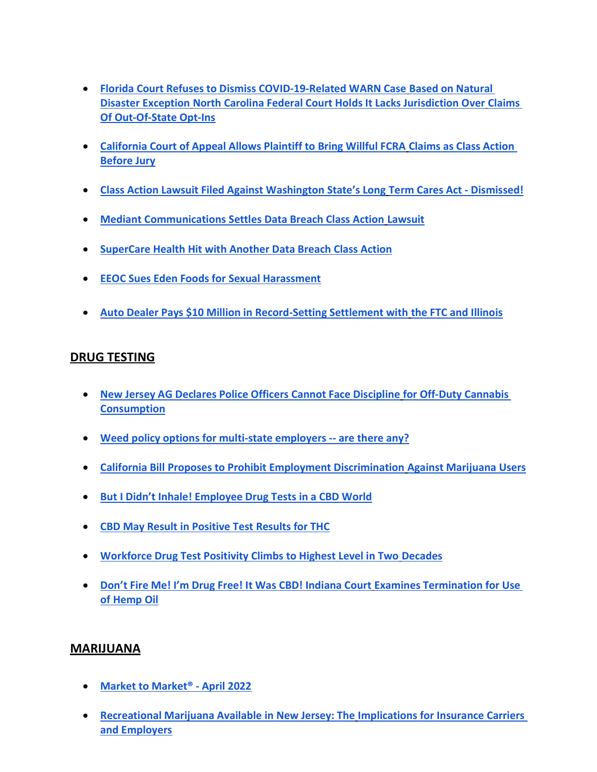- **Florida Court Refuses to Dismiss COVID-19-Related WARN Case Based on Natural Disaster Exception North Carolina Federal Court Holds It Lacks Jurisdiction Over Claims Of Out-Of-State Opt-Ins**

- **California Court of Appeal Allows Plaintiff to Bring Willful FCRA Claims as Class Action Before Jury**

- **Class Action Lawsuit Filed Against Washington State's Long Term Cares Act - Dismissed!**

- **Mediant Communications Settles Data Breach Class Action Lawsuit**

- **SuperCare Health Hit with Another Data Breach Class Action**

- **EEOC Sues Eden Foods for Sexual Harassment**

- **Auto Dealer Pays $10 Million in Record-Setting Settlement with the FTC and Illinois**

## DRUG TESTING

- **New Jersey AG Declares Police Officers Cannot Face Discipline for Off-Duty Cannabis Consumption**

- **Weed policy options for multi-state employers -- are there any?**

- **California Bill Proposes to Prohibit Employment Discrimination Against Marijuana Users**

- **But I Didn't Inhale! Employee Drug Tests in a CBD World**

- **CBD May Result in Positive Test Results for THC**

- **Workforce Drug Test Positivity Climbs to Highest Level in Two Decades**

- **Don't Fire Me! I'm Drug Free! It Was CBD! Indiana Court Examines Termination for Use of Hemp Oil**

## MARIJUANA

- **Market to Market® - April 2022**

- **Recreational Marijuana Available in New Jersey: The Implications for Insurance Carriers and Employers**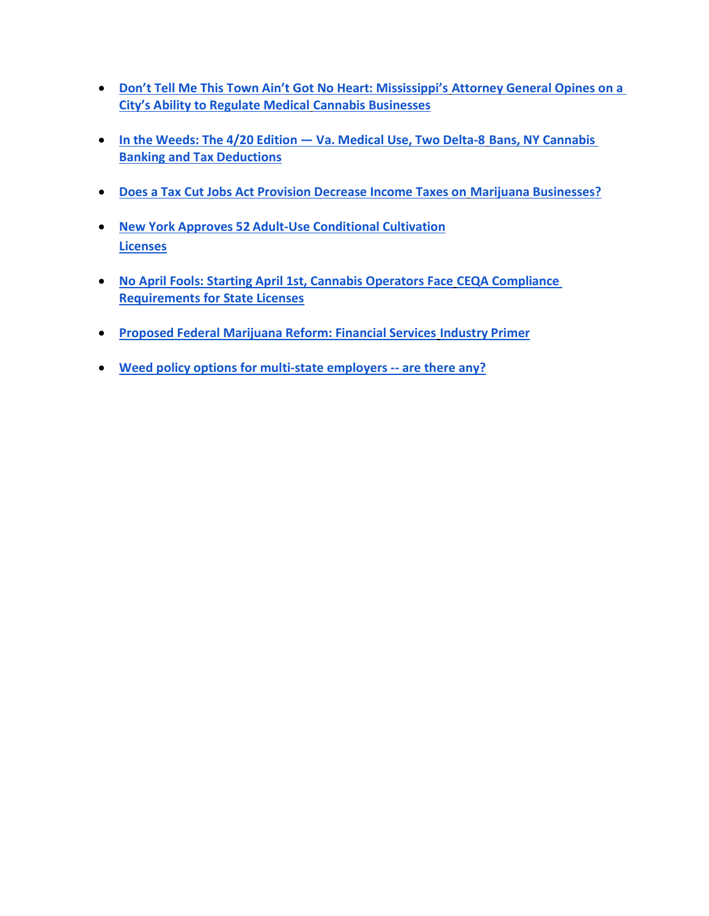- **Don't Tell Me This Town Ain't Got No Heart: Mississippi's Attorney General Opines on a City's Ability to Regulate Medical Cannabis Businesses**

- **In the Weeds: The 4/20 Edition — Va. Medical Use, Two Delta-8 Bans, NY Cannabis Banking and Tax Deductions**

- **Does a Tax Cut Jobs Act Provision Decrease Income Taxes on Marijuana Businesses?**

- **New York Approves 52 Adult-Use Conditional Cultivation Licenses**

- **No April Fools: Starting April 1st, Cannabis Operators Face CEQA Compliance Requirements for State Licenses**

- **Proposed Federal Marijuana Reform: Financial Services Industry Primer**

- **Weed policy options for multi-state employers -- are there any?**